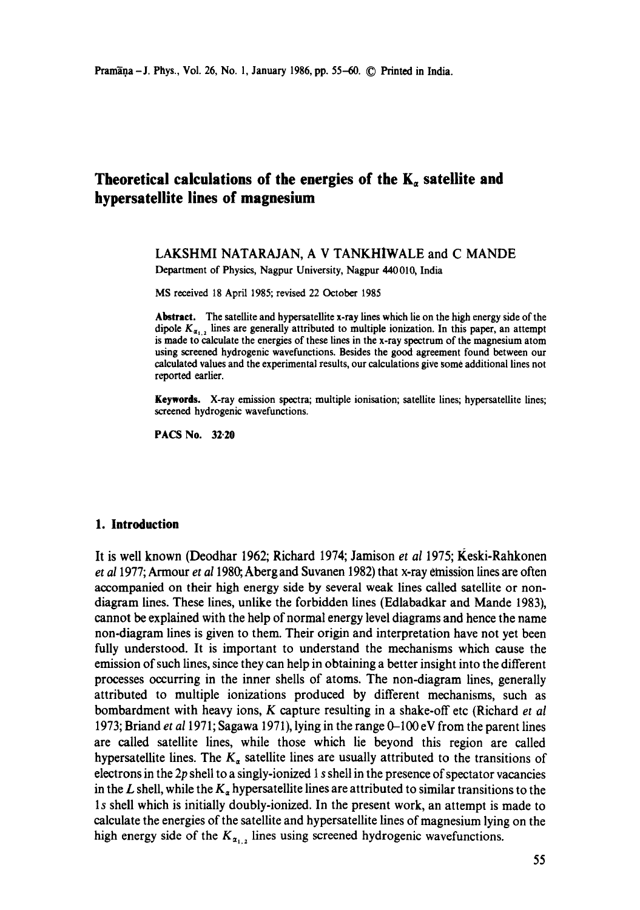# Theoretical calculations of the energies of the $K_\alpha$ satellite and hypersatellite lines of magnesium

LAKSHMI NATARAJAN, A V TANKHIWALE and C MANDE

Department of Physics, Nagpur University, Nagpur 440010, India

MS received 18 April 1985; revised 22 October 1985

**Abstract.** The satellite and hypersatellite x-ray lines which lie on the high energy side of the dipole $K_{\alpha_{1,2}}$ lines are generally attributed to multiple ionization. In this paper, an attempt is made to calculate the energies of these lines in the x-ray spectrum of the magnesium atom using screened hydrogenic wavefunctions. Besides the good agreement found between our calculated values and the experimental results, our calculations give some additional lines not reported earlier.

**Keywords.** X-ray emission spectra; multiple ionisation; satellite lines; hypersatellite lines; screened hydrogenic wavefunctions.

**PACS No.** 32·20

## 1. Introduction

It is well known (Deodhar 1962; Richard 1974; Jamison *et al* 1975; Keski-Rahkonen *et al* 1977; Armour *et al* 1980; Aberg and Suvanen 1982) that x-ray emission lines are often accompanied on their high energy side by several weak lines called satellite or non-diagram lines. These lines, unlike the forbidden lines (Edlabadkar and Mande 1983), cannot be explained with the help of normal energy level diagrams and hence the name non-diagram lines is given to them. Their origin and interpretation have not yet been fully understood. It is important to understand the mechanisms which cause the emission of such lines, since they can help in obtaining a better insight into the different processes occurring in the inner shells of atoms. The non-diagram lines, generally attributed to multiple ionizations produced by different mechanisms, such as bombardment with heavy ions, $K$ capture resulting in a shake-off etc (Richard *et al* 1973; Briand *et al* 1971; Sagawa 1971), lying in the range 0–100 eV from the parent lines are called satellite lines, while those which lie beyond this region are called hypersatellite lines. The $K_\alpha$ satellite lines are usually attributed to the transitions of electrons in the $2p$ shell to a singly-ionized $1s$ shell in the presence of spectator vacancies in the $L$ shell, while the $K_\alpha$ hypersatellite lines are attributed to similar transitions to the $1s$ shell which is initially doubly-ionized. In the present work, an attempt is made to calculate the energies of the satellite and hypersatellite lines of magnesium lying on the high energy side of the $K_{\alpha_{1,2}}$ lines using screened hydrogenic wavefunctions.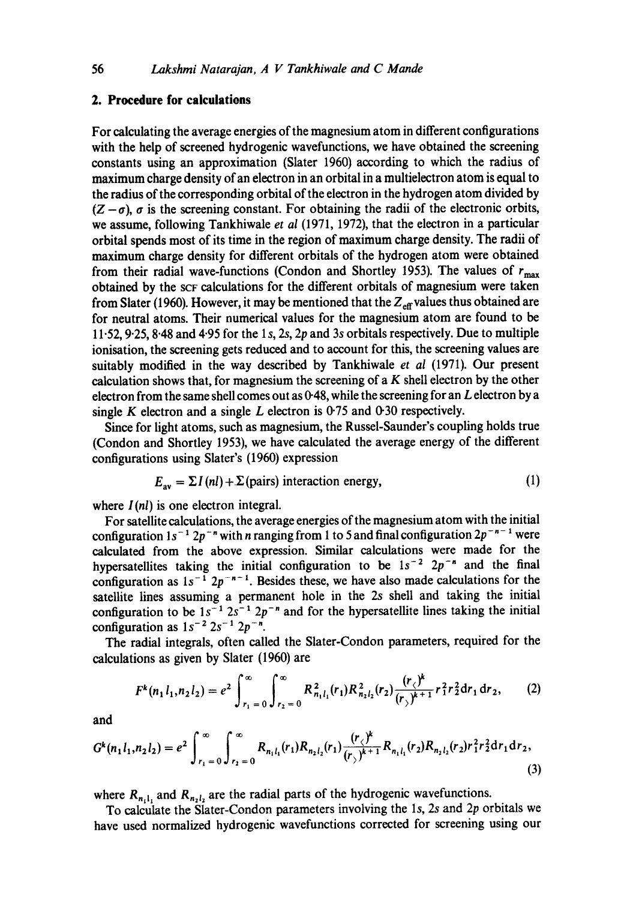## 2. Procedure for calculations

For calculating the average energies of the magnesium atom in different configurations with the help of screened hydrogenic wavefunctions, we have obtained the screening constants using an approximation (Slater 1960) according to which the radius of maximum charge density of an electron in an orbital in a multielectron atom is equal to the radius of the corresponding orbital of the electron in the hydrogen atom divided by $(Z-\sigma)$, $\sigma$ is the screening constant. For obtaining the radii of the electronic orbits, we assume, following Tankhiwale *et al* (1971, 1972), that the electron in a particular orbital spends most of its time in the region of maximum charge density. The radii of maximum charge density for different orbitals of the hydrogen atom were obtained from their radial wave-functions (Condon and Shortley 1953). The values of $r_{max}$ obtained by the SCF calculations for the different orbitals of magnesium were taken from Slater (1960). However, it may be mentioned that the $Z_{eff}$ values thus obtained are for neutral atoms. Their numerical values for the magnesium atom are found to be 11·52, 9·25, 8·48 and 4·95 for the 1*s*, 2*s*, 2*p* and 3*s* orbitals respectively. Due to multiple ionisation, the screening gets reduced and to account for this, the screening values are suitably modified in the way described by Tankhiwale *et al* (1971). Our present calculation shows that, for magnesium the screening of a *K* shell electron by the other electron from the same shell comes out as 0·48, while the screening for an *L* electron by a single *K* electron and a single *L* electron is 0·75 and 0·30 respectively.

Since for light atoms, such as magnesium, the Russel-Saunder's coupling holds true (Condon and Shortley 1953), we have calculated the average energy of the different configurations using Slater's (1960) expression

$$E_{av} = \Sigma I(nl) + \Sigma(\text{pairs}) \text{ interaction energy}, \tag{1}$$

where $I(nl)$ is one electron integral.

For satellite calculations, the average energies of the magnesium atom with the initial configuration $1s^{-1}\,2p^{-n}$ with $n$ ranging from 1 to 5 and final configuration $2p^{-n-1}$ were calculated from the above expression. Similar calculations were made for the hypersatellites taking the initial configuration to be $1s^{-2}\,2p^{-n}$ and the final configuration as $1s^{-1}\,2p^{-n-1}$. Besides these, we have also made calculations for the satellite lines assuming a permanent hole in the 2*s* shell and taking the initial configuration to be $1s^{-1}\,2s^{-1}\,2p^{-n}$ and for the hypersatellite lines taking the initial configuration as $1s^{-2}\,2s^{-1}\,2p^{-n}$.

The radial integrals, often called the Slater-Condon parameters, required for the calculations as given by Slater (1960) are

$$F^k(n_1l_1, n_2l_2) = e^2 \int_{r_1=0}^{\infty}\int_{r_2=0}^{\infty} R^2_{n_1l_1}(r_1) R^2_{n_2l_2}(r_2) \frac{(r_<)^k}{(r_>)^{k+1}} r_1^2 r_2^2 \, dr_1 \, dr_2, \tag{2}$$

and

$$G^k(n_1l_1, n_2l_2) = e^2 \int_{r_1=0}^{\infty}\int_{r_2=0}^{\infty} R_{n_1l_1}(r_1) R_{n_2l_2}(r_1) \frac{(r_<)^k}{(r_>)^{k+1}} R_{n_1l_1}(r_2) R_{n_2l_2}(r_2) r_1^2 r_2^2 \, dr_1 \, dr_2, \tag{3}$$

where $R_{n_1l_1}$ and $R_{n_2l_2}$ are the radial parts of the hydrogenic wavefunctions.

To calculate the Slater-Condon parameters involving the 1*s*, 2*s* and 2*p* orbitals we have used normalized hydrogenic wavefunctions corrected for screening using our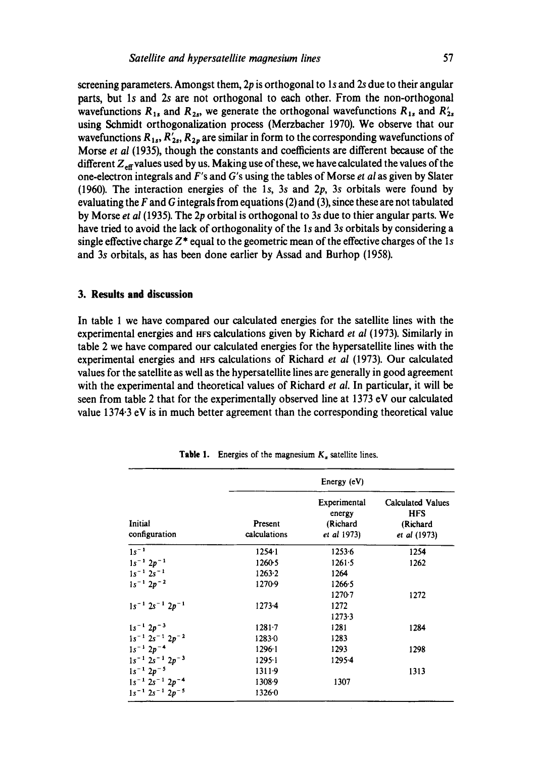screening parameters. Amongst them, $2p$ is orthogonal to $1s$ and $2s$ due to their angular parts, but $1s$ and $2s$ are not orthogonal to each other. From the non-orthogonal wavefunctions $R_{1s}$ and $R_{2s}$, we generate the orthogonal wavefunctions $R_{1s}$ and $R'_{2s}$ using Schmidt orthogonalization process (Merzbacher 1970). We observe that our wavefunctions $R_{1s}$, $R'_{2s}$, $R_{2p}$ are similar in form to the corresponding wavefunctions of Morse *et al* (1935), though the constants and coefficients are different because of the different $Z_{\text{eff}}$ values used by us. Making use of these, we have calculated the values of the one-electron integrals and $F$'s and $G$'s using the tables of Morse *et al* as given by Slater (1960). The interaction energies of the $1s$, $3s$ and $2p$, $3s$ orbitals were found by evaluating the $F$ and $G$ integrals from equations (2) and (3), since these are not tabulated by Morse *et al* (1935). The $2p$ orbital is orthogonal to $3s$ due to thier angular parts. We have tried to avoid the lack of orthogonality of the $1s$ and $3s$ orbitals by considering a single effective charge $Z^*$ equal to the geometric mean of the effective charges of the $1s$ and $3s$ orbitals, as has been done earlier by Assad and Burhop (1958).

## 3. Results and discussion

In table 1 we have compared our calculated energies for the satellite lines with the experimental energies and HFS calculations given by Richard *et al* (1973). Similarly in table 2 we have compared our calculated energies for the hypersatellite lines with the experimental energies and HFS calculations of Richard *et al* (1973). Our calculated values for the satellite as well as the hypersatellite lines are generally in good agreement with the experimental and theoretical values of Richard *et al*. In particular, it will be seen from table 2 that for the experimentally observed line at 1373 eV our calculated value 1374·3 eV is in much better agreement than the corresponding theoretical value

**Table 1.** Energies of the magnesium $K_\alpha$ satellite lines.

| | Energy (eV) | | |
|---|---|---|---|
| Initial configuration | Present calculations | Experimental energy (Richard *et al* 1973) | Calculated Values HFS (Richard *et al* (1973) |
| $1s^{-1}$ | 1254·1 | 1253·6 | 1254 |
| $1s^{-1}\,2p^{-1}$ | 1260·5 | 1261·5 | 1262 |
| $1s^{-1}\,2s^{-1}$ | 1263·2 | 1264 | |
| $1s^{-1}\,2p^{-2}$ | 1270·9 | 1266·5 | |
| | | 1270·7 | 1272 |
| $1s^{-1}\,2s^{-1}\,2p^{-1}$ | 1273·4 | 1272 | |
| | | 1273·3 | |
| $1s^{-1}\,2p^{-3}$ | 1281·7 | 1281 | 1284 |
| $1s^{-1}\,2s^{-1}\,2p^{-2}$ | 1283·0 | 1283 | |
| $1s^{-1}\,2p^{-4}$ | 1296·1 | 1293 | 1298 |
| $1s^{-1}\,2s^{-1}\,2p^{-3}$ | 1295·1 | 1295·4 | |
| $1s^{-1}\,2p^{-5}$ | 1311·9 | | 1313 |
| $1s^{-1}\,2s^{-1}\,2p^{-4}$ | 1308·9 | 1307 | |
| $1s^{-1}\,2s^{-1}\,2p^{-5}$ | 1326·0 | | |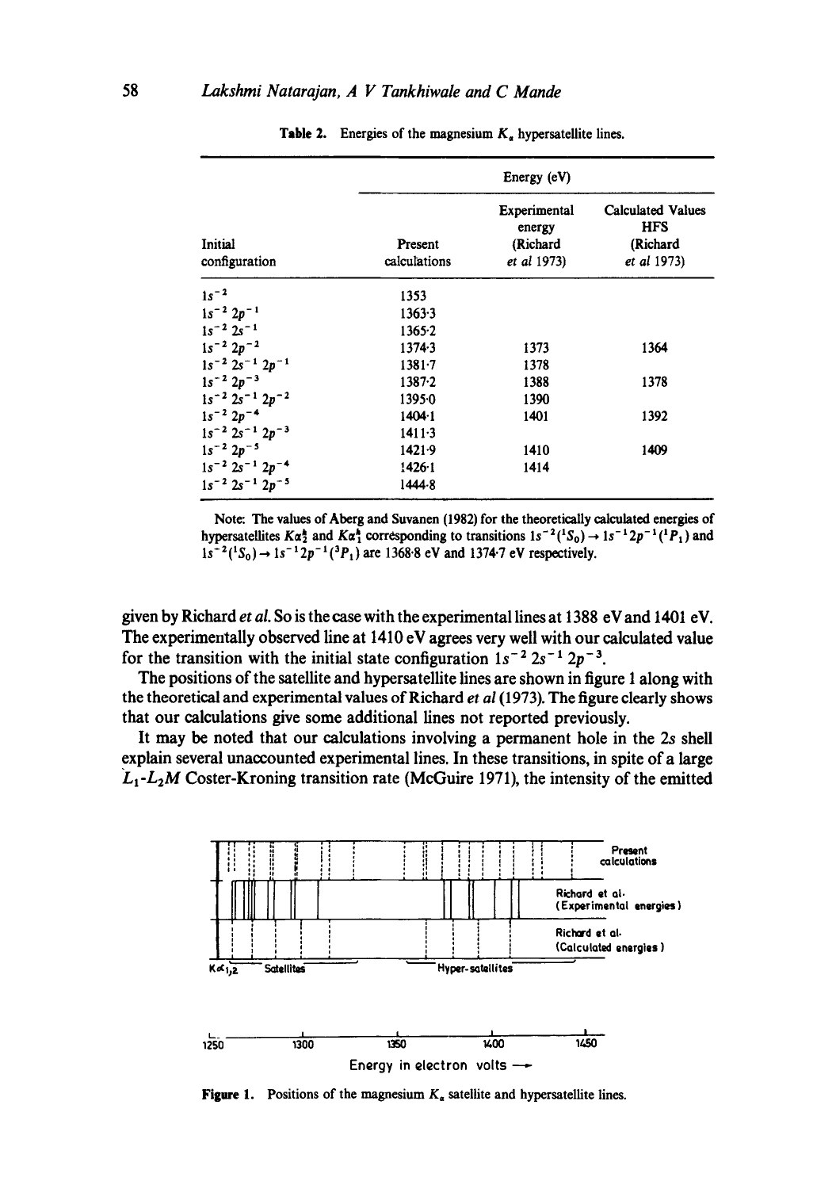**Table 2.** Energies of the magnesium $K_\alpha$ hypersatellite lines.

| Initial configuration | Energy (eV) | | |
|---|---|---|---|
| | Present calculations | Experimental energy (Richard *et al* 1973) | Calculated Values HFS (Richard *et al* 1973) |
| $1s^{-2}$ | 1353 | | |
| $1s^{-2}\,2p^{-1}$ | 1363·3 | | |
| $1s^{-2}\,2s^{-1}$ | 1365·2 | | |
| $1s^{-2}\,2p^{-2}$ | 1374·3 | 1373 | 1364 |
| $1s^{-2}\,2s^{-1}\,2p^{-1}$ | 1381·7 | 1378 | |
| $1s^{-2}\,2p^{-3}$ | 1387·2 | 1388 | 1378 |
| $1s^{-2}\,2s^{-1}\,2p^{-2}$ | 1395·0 | 1390 | |
| $1s^{-2}\,2p^{-4}$ | 1404·1 | 1401 | 1392 |
| $1s^{-2}\,2s^{-1}\,2p^{-3}$ | 1411·3 | | |
| $1s^{-2}\,2p^{-5}$ | 1421·9 | 1410 | 1409 |
| $1s^{-2}\,2s^{-1}\,2p^{-4}$ | 1426·1 | 1414 | |
| $1s^{-2}\,2s^{-1}\,2p^{-5}$ | 1444·8 | | |

Note: The values of Aberg and Suvanen (1982) for the theoretically calculated energies of hypersatellites $K\alpha_2^h$ and $K\alpha_1^h$ corresponding to transitions $1s^{-2}(^1S_0) \rightarrow 1s^{-1}2p^{-1}(^1P_1)$ and $1s^{-2}(^1S_0) \rightarrow 1s^{-1}2p^{-1}(^3P_1)$ are 1368·8 eV and 1374·7 eV respectively.

given by Richard *et al*. So is the case with the experimental lines at 1388 eV and 1401 eV. The experimentally observed line at 1410 eV agrees very well with our calculated value for the transition with the initial state configuration $1s^{-2}\,2s^{-1}\,2p^{-3}$.

The positions of the satellite and hypersatellite lines are shown in figure 1 along with the theoretical and experimental values of Richard *et al* (1973). The figure clearly shows that our calculations give some additional lines not reported previously.

It may be noted that our calculations involving a permanent hole in the 2s shell explain several unaccounted experimental lines. In these transitions, in spite of a large $L_1$-$L_2M$ Coster-Kroning transition rate (McGuire 1971), the intensity of the emitted

**Figure 1.** Positions of the magnesium $K_\alpha$ satellite and hypersatellite lines.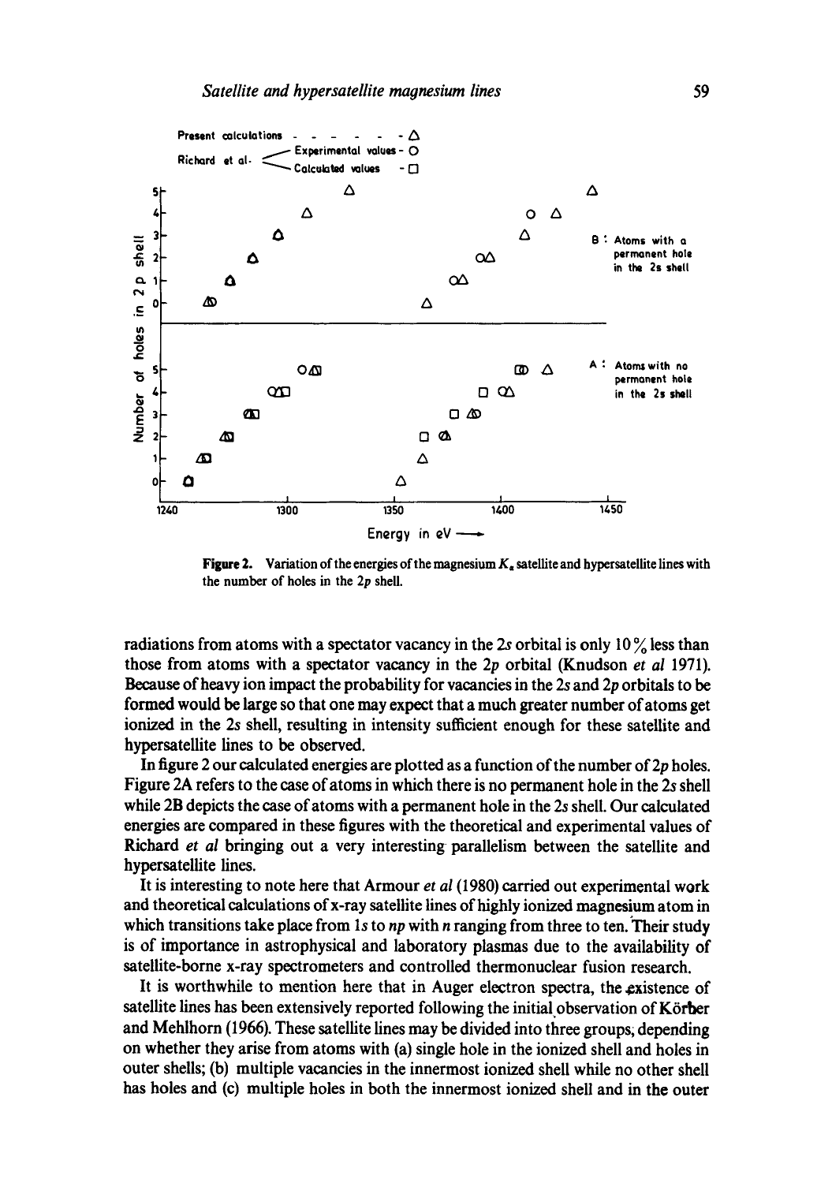**Figure 2.** Variation of the energies of the magnesium $K_\alpha$ satellite and hypersatellite lines with the number of holes in the $2p$ shell.

radiations from atoms with a spectator vacancy in the $2s$ orbital is only 10 % less than those from atoms with a spectator vacancy in the $2p$ orbital (Knudson *et al* 1971). Because of heavy ion impact the probability for vacancies in the $2s$ and $2p$ orbitals to be formed would be large so that one may expect that a much greater number of atoms get ionized in the $2s$ shell, resulting in intensity sufficient enough for these satellite and hypersatellite lines to be observed.

In figure 2 our calculated energies are plotted as a function of the number of $2p$ holes. Figure 2A refers to the case of atoms in which there is no permanent hole in the $2s$ shell while 2B depicts the case of atoms with a permanent hole in the $2s$ shell. Our calculated energies are compared in these figures with the theoretical and experimental values of Richard *et al* bringing out a very interesting parallelism between the satellite and hypersatellite lines.

It is interesting to note here that Armour *et al* (1980) carried out experimental work and theoretical calculations of x-ray satellite lines of highly ionized magnesium atom in which transitions take place from $1s$ to $np$ with $n$ ranging from three to ten. Their study is of importance in astrophysical and laboratory plasmas due to the availability of satellite-borne x-ray spectrometers and controlled thermonuclear fusion research.

It is worthwhile to mention here that in Auger electron spectra, the existence of satellite lines has been extensively reported following the initial observation of Körber and Mehlhorn (1966). These satellite lines may be divided into three groups, depending on whether they arise from atoms with (a) single hole in the ionized shell and holes in outer shells; (b) multiple vacancies in the innermost ionized shell while no other shell has holes and (c) multiple holes in both the innermost ionized shell and in the outer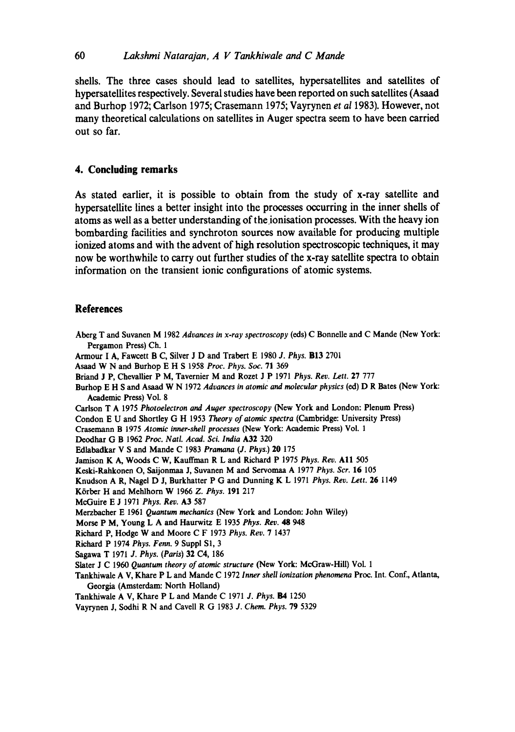shells. The three cases should lead to satellites, hypersatellites and satellites of hypersatellites respectively. Several studies have been reported on such satellites (Asaad and Burhop 1972; Carlson 1975; Crasemann 1975; Vayrynen *et al* 1983). However, not many theoretical calculations on satellites in Auger spectra seem to have been carried out so far.

## 4. Concluding remarks

As stated earlier, it is possible to obtain from the study of x-ray satellite and hypersatellite lines a better insight into the processes occurring in the inner shells of atoms as well as a better understanding of the ionisation processes. With the heavy ion bombarding facilities and synchroton sources now available for producing multiple ionized atoms and with the advent of high resolution spectroscopic techniques, it may now be worthwhile to carry out further studies of the x-ray satellite spectra to obtain information on the transient ionic configurations of atomic systems.

## References

Aberg T and Suvanen M 1982 *Advances in x-ray spectroscopy* (eds) C Bonnelle and C Mande (New York: Pergamon Press) Ch. 1

Armour I A, Fawcett B C, Silver J D and Trabert E 1980 *J. Phys.* **B13** 2701

Asaad W N and Burhop E H S 1958 *Proc. Phys. Soc.* **71** 369

Briand J P, Chevallier P M, Tavernier M and Rozet J P 1971 *Phys. Rev. Lett.* **27** 777

Burhop E H S and Asaad W N 1972 *Advances in atomic and molecular physics* (ed) D R Bates (New York: Academic Press) Vol. 8

Carlson T A 1975 *Photoelectron and Auger spectroscopy* (New York and London: Plenum Press)

Condon E U and Shortley G H 1953 *Theory of atomic spectra* (Cambridge: University Press)

Crasemann B 1975 *Atomic inner-shell processes* (New York: Academic Press) Vol. 1

Deodhar G B 1962 *Proc. Natl. Acad. Sci. India* **A32** 320

Edlabadkar V S and Mande C 1983 *Pramana (J. Phys.)* **20** 175

Jamison K A, Woods C W, Kauffman R L and Richard P 1975 *Phys. Rev.* **A11** 505

Keski-Rahkonen O, Saijonmaa J, Suvanen M and Servomaa A 1977 *Phys. Scr.* **16** 105

Knudson A R, Nagel D J, Burkhatter P G and Dunning K L 1971 *Phys. Rev. Lett.* **26** 1149

Körber H and Mehlhorn W 1966 *Z. Phys.* **191** 217

McGuire E J 1971 *Phys. Rev.* **A3** 587

Merzbacher E 1961 *Quantum mechanics* (New York and London: John Wiley)

Morse P M, Young L A and Haurwitz E 1935 *Phys. Rev.* **48** 948

Richard P, Hodge W and Moore C F 1973 *Phys. Rev.* **7** 1437

Richard P 1974 *Phys. Fenn.* 9 Suppl S1, 3

Sagawa T 1971 *J. Phys. (Paris)* **32** C4, 186

Slater J C 1960 *Quantum theory of atomic structure* (New York: McGraw-Hill) Vol. 1

Tankhiwale A V, Khare P L and Mande C 1972 *Inner shell ionization phenomena* Proc. Int. Conf., Atlanta, Georgia (Amsterdam: North Holland)

Tankhiwale A V, Khare P L and Mande C 1971 *J. Phys.* **B4** 1250

Vayrynen J, Sodhi R N and Cavell R G 1983 *J. Chem. Phys.* **79** 5329